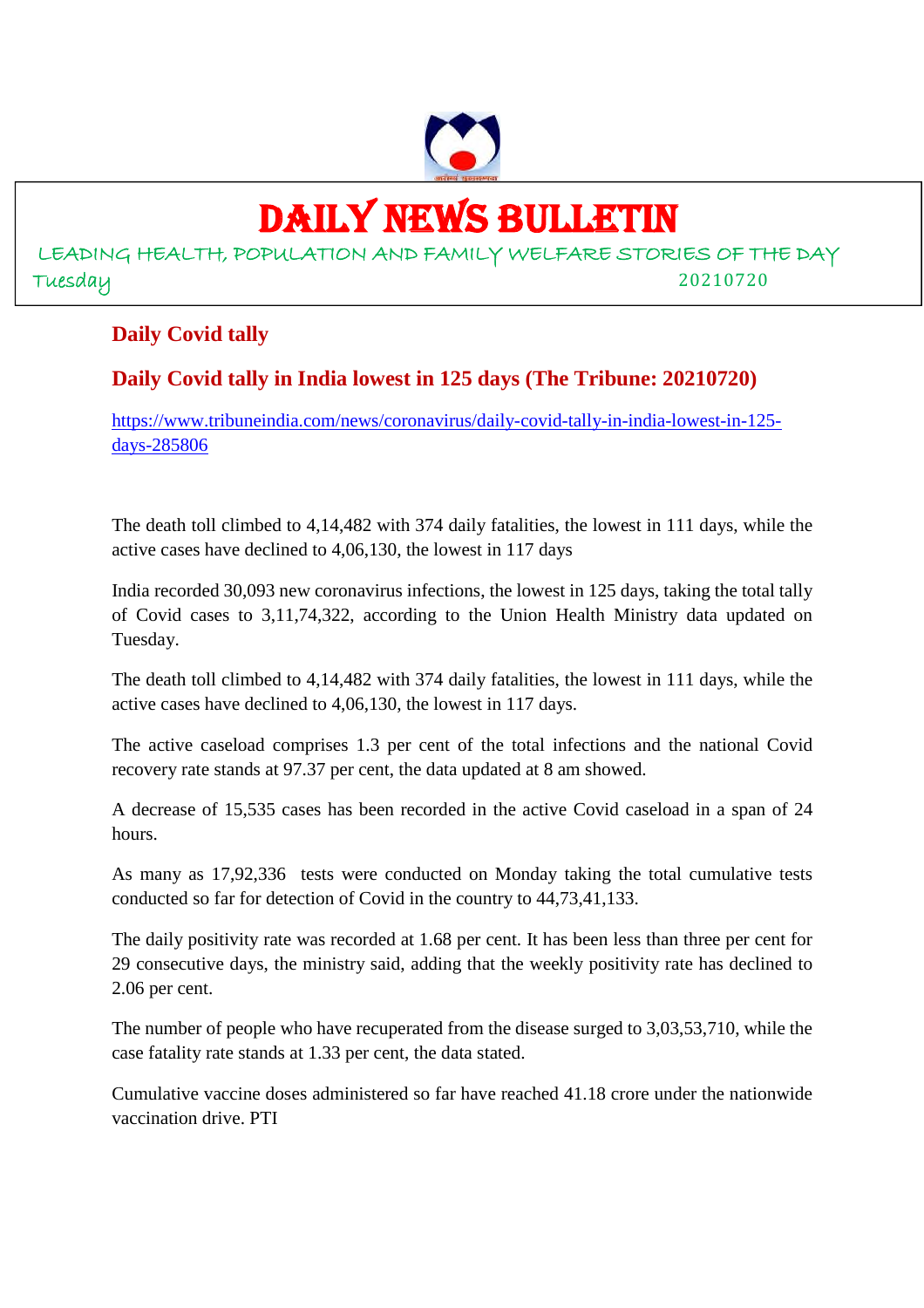# DAILY NEWS BULLETIN

LEADING HEALTH, POPULATION AND FAMILY WELFARE STORIES OF THE DAY

Tuesday 20210720

## Daily Covid tally

### Daily Covid tally in India lowest in 125 days (The Tribune: 20210720)

https://www.tribuneindia.com/news/coronavirus/daily-covid-tally-in-india-lowest-in-125-days-285806

The death toll climbed to 4,14,482 with 374 daily fatalities, the lowest in 111 days, while the active cases have declined to 4,06,130, the lowest in 117 days

India recorded 30,093 new coronavirus infections, the lowest in 125 days, taking the total tally of Covid cases to 3,11,74,322, according to the Union Health Ministry data updated on Tuesday.

The death toll climbed to 4,14,482 with 374 daily fatalities, the lowest in 111 days, while the active cases have declined to 4,06,130, the lowest in 117 days.

The active caseload comprises 1.3 per cent of the total infections and the national Covid recovery rate stands at 97.37 per cent, the data updated at 8 am showed.

A decrease of 15,535 cases has been recorded in the active Covid caseload in a span of 24 hours.

As many as 17,92,336 tests were conducted on Monday taking the total cumulative tests conducted so far for detection of Covid in the country to 44,73,41,133.

The daily positivity rate was recorded at 1.68 per cent. It has been less than three per cent for 29 consecutive days, the ministry said, adding that the weekly positivity rate has declined to 2.06 per cent.

The number of people who have recuperated from the disease surged to 3,03,53,710, while the case fatality rate stands at 1.33 per cent, the data stated.

Cumulative vaccine doses administered so far have reached 41.18 crore under the nationwide vaccination drive. PTI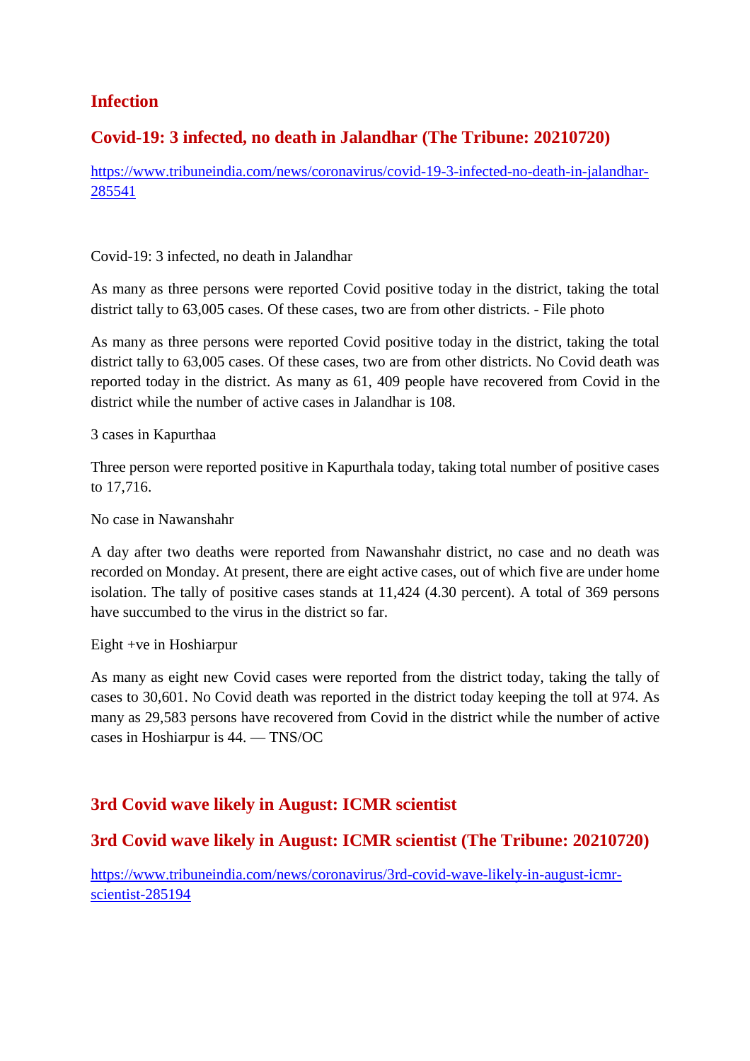## Infection

## Covid-19: 3 infected, no death in Jalandhar (The Tribune: 20210720)

https://www.tribuneindia.com/news/coronavirus/covid-19-3-infected-no-death-in-jalandhar-285541

Covid-19: 3 infected, no death in Jalandhar

As many as three persons were reported Covid positive today in the district, taking the total district tally to 63,005 cases. Of these cases, two are from other districts. - File photo

As many as three persons were reported Covid positive today in the district, taking the total district tally to 63,005 cases. Of these cases, two are from other districts. No Covid death was reported today in the district. As many as 61, 409 people have recovered from Covid in the district while the number of active cases in Jalandhar is 108.

3 cases in Kapurthaa

Three person were reported positive in Kapurthala today, taking total number of positive cases to 17,716.

No case in Nawanshahr

A day after two deaths were reported from Nawanshahr district, no case and no death was recorded on Monday. At present, there are eight active cases, out of which five are under home isolation. The tally of positive cases stands at 11,424 (4.30 percent). A total of 369 persons have succumbed to the virus in the district so far.

Eight +ve in Hoshiarpur

As many as eight new Covid cases were reported from the district today, taking the tally of cases to 30,601. No Covid death was reported in the district today keeping the toll at 974. As many as 29,583 persons have recovered from Covid in the district while the number of active cases in Hoshiarpur is 44. — TNS/OC

## 3rd Covid wave likely in August: ICMR scientist

## 3rd Covid wave likely in August: ICMR scientist (The Tribune: 20210720)

https://www.tribuneindia.com/news/coronavirus/3rd-covid-wave-likely-in-august-icmr-scientist-285194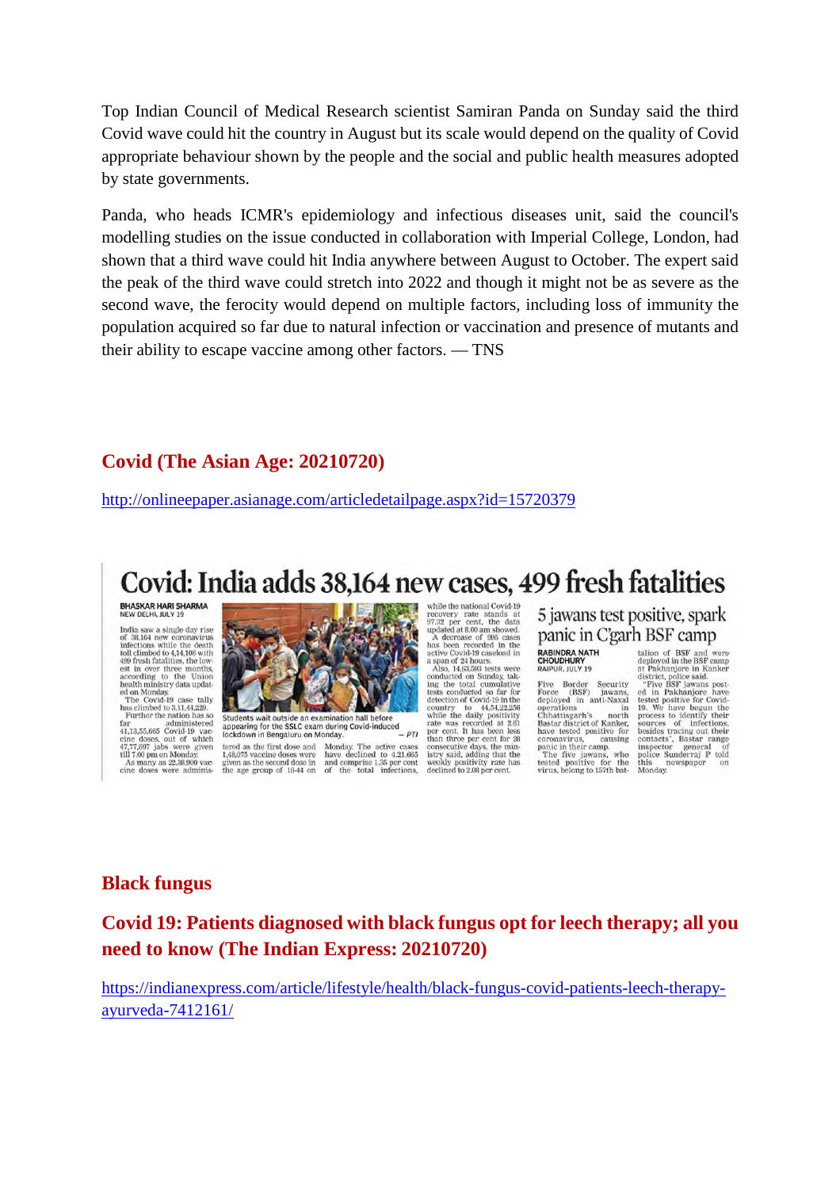Top Indian Council of Medical Research scientist Samiran Panda on Sunday said the third Covid wave could hit the country in August but its scale would depend on the quality of Covid appropriate behaviour shown by the people and the social and public health measures adopted by state governments.

Panda, who heads ICMR's epidemiology and infectious diseases unit, said the council's modelling studies on the issue conducted in collaboration with Imperial College, London, had shown that a third wave could hit India anywhere between August to October. The expert said the peak of the third wave could stretch into 2022 and though it might not be as severe as the second wave, the ferocity would depend on multiple factors, including loss of immunity the population acquired so far due to natural infection or vaccination and presence of mutants and their ability to escape vaccine among other factors. — TNS

## Covid (The Asian Age: 20210720)

http://onlineepaper.asianage.com/articledetailpage.aspx?id=15720379

# Covid: India adds 38,164 new cases, 499 fresh fatalities

**BHASKAR HARI SHARMA**
NEW DELHI, JULY 19

India saw a single day rise of 38,164 new coronavirus infections while the death toll climbed to 4,14,108 with 499 fresh fatalities, the lowest in over three months, according to the Union health ministry data updated on Monday.

The Covid-19 case tally has climbed to 3,11,44,229.

Further the nation has so far administered 41,13,55,665 Covid-19 vaccine doses, out of which 47,77,697 jabs were given till 7.00 pm on Monday.

As many as 22,38,900 vaccine doses were administered as the first dose and 1,48,075 vaccine doses were given as the second dose in the age group of 18-44 on Monday. The active cases have declined to 4,21,665 and comprise 1.35 per cent of the total infections, while the national Covid-19 recovery rate stands at 97.32 per cent, the data updated at 8.00 am showed.

A decrease of 995 cases has been recorded in the active Covid-19 caseload in a span of 24 hours.

Also, 14,63,593 tests were conducted on Sunday, taking the total cumulative tests conducted so far for detection of Covid-19 in the country to 44,54,22,256 while the daily positivity rate was recorded at 2.61 per cent. It has been less than three per cent for 28 consecutive days, the ministry said, adding that the weekly positivity rate has declined to 2.08 per cent.

Students wait outside an examination hall before appearing for the SSLC exam during Covid-induced lockdown in Bengaluru on Monday. — PTI

## 5 jawans test positive, spark panic in C'garh BSF camp

**RABINDRA NATH CHOUDHURY**
RAIPUR, JULY 19

Five Border Security Force (BSF) jawans, deployed in anti-Naxal operations in Chhattisgarh's north Bastar district of Kanker, have tested positive for coronavirus, causing panic in their camp.

The five jawans, who tested positive for the virus, belong to 157th battalion of BSF and were deployed in the BSF camp at Pakhanjore in Kanker district, police said.

"Five BSF jawans posted in Pakhanjore have tested positive for Covid-19. We have begun the process to identify their sources of infections, besides tracing out their contacts", Bastar range inspector general of police Sunderraj P told this newspaper on Monday.

## Black fungus

## Covid 19: Patients diagnosed with black fungus opt for leech therapy; all you need to know (The Indian Express: 20210720)

https://indianexpress.com/article/lifestyle/health/black-fungus-covid-patients-leech-therapy-ayurveda-7412161/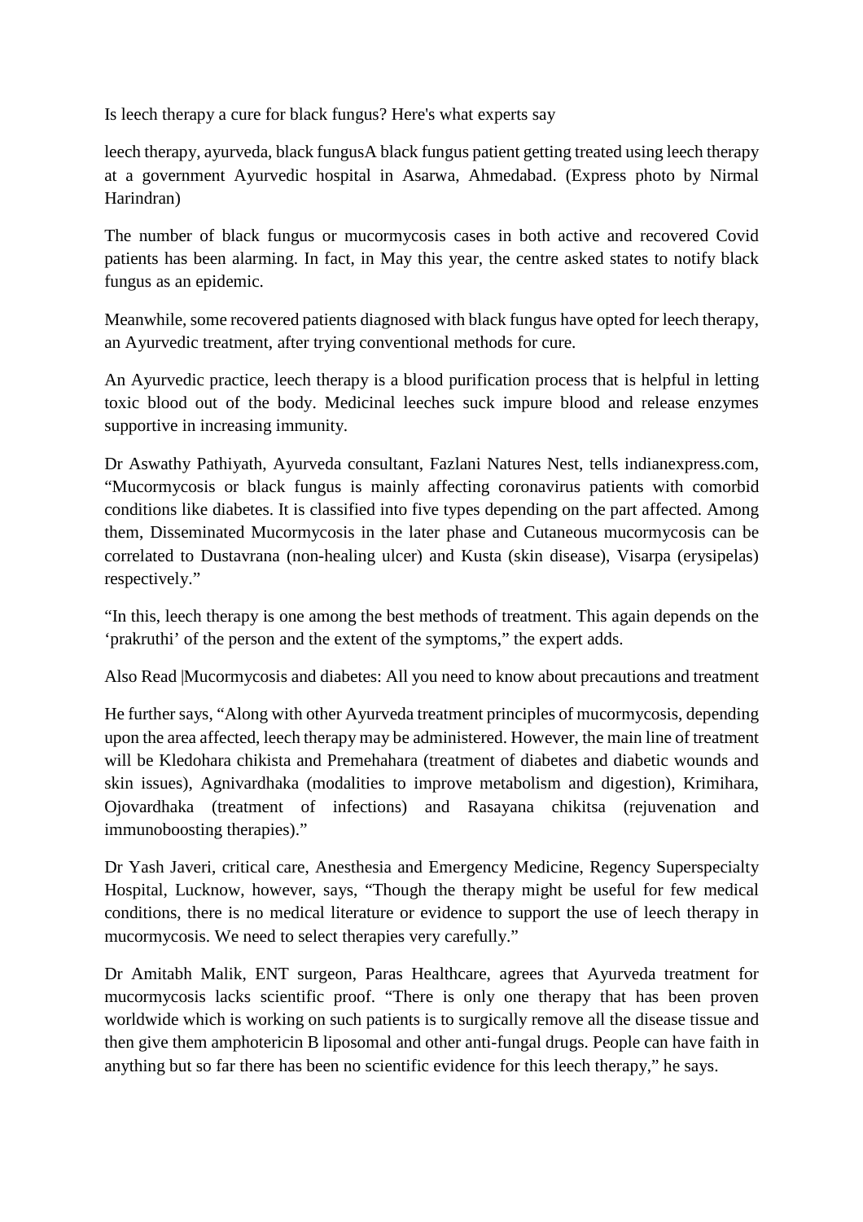Is leech therapy a cure for black fungus? Here's what experts say

leech therapy, ayurveda, black fungusA black fungus patient getting treated using leech therapy at a government Ayurvedic hospital in Asarwa, Ahmedabad. (Express photo by Nirmal Harindran)

The number of black fungus or mucormycosis cases in both active and recovered Covid patients has been alarming. In fact, in May this year, the centre asked states to notify black fungus as an epidemic.

Meanwhile, some recovered patients diagnosed with black fungus have opted for leech therapy, an Ayurvedic treatment, after trying conventional methods for cure.

An Ayurvedic practice, leech therapy is a blood purification process that is helpful in letting toxic blood out of the body. Medicinal leeches suck impure blood and release enzymes supportive in increasing immunity.

Dr Aswathy Pathiyath, Ayurveda consultant, Fazlani Natures Nest, tells indianexpress.com, "Mucormycosis or black fungus is mainly affecting coronavirus patients with comorbid conditions like diabetes. It is classified into five types depending on the part affected. Among them, Disseminated Mucormycosis in the later phase and Cutaneous mucormycosis can be correlated to Dustavrana (non-healing ulcer) and Kusta (skin disease), Visarpa (erysipelas) respectively."

"In this, leech therapy is one among the best methods of treatment. This again depends on the 'prakruthi' of the person and the extent of the symptoms," the expert adds.

Also Read |Mucormycosis and diabetes: All you need to know about precautions and treatment

He further says, "Along with other Ayurveda treatment principles of mucormycosis, depending upon the area affected, leech therapy may be administered. However, the main line of treatment will be Kledohara chikista and Premehahara (treatment of diabetes and diabetic wounds and skin issues), Agnivardhaka (modalities to improve metabolism and digestion), Krimihara, Ojovardhaka (treatment of infections) and Rasayana chikitsa (rejuvenation and immunoboosting therapies)."

Dr Yash Javeri, critical care, Anesthesia and Emergency Medicine, Regency Superspecialty Hospital, Lucknow, however, says, "Though the therapy might be useful for few medical conditions, there is no medical literature or evidence to support the use of leech therapy in mucormycosis. We need to select therapies very carefully."

Dr Amitabh Malik, ENT surgeon, Paras Healthcare, agrees that Ayurveda treatment for mucormycosis lacks scientific proof. "There is only one therapy that has been proven worldwide which is working on such patients is to surgically remove all the disease tissue and then give them amphotericin B liposomal and other anti-fungal drugs. People can have faith in anything but so far there has been no scientific evidence for this leech therapy," he says.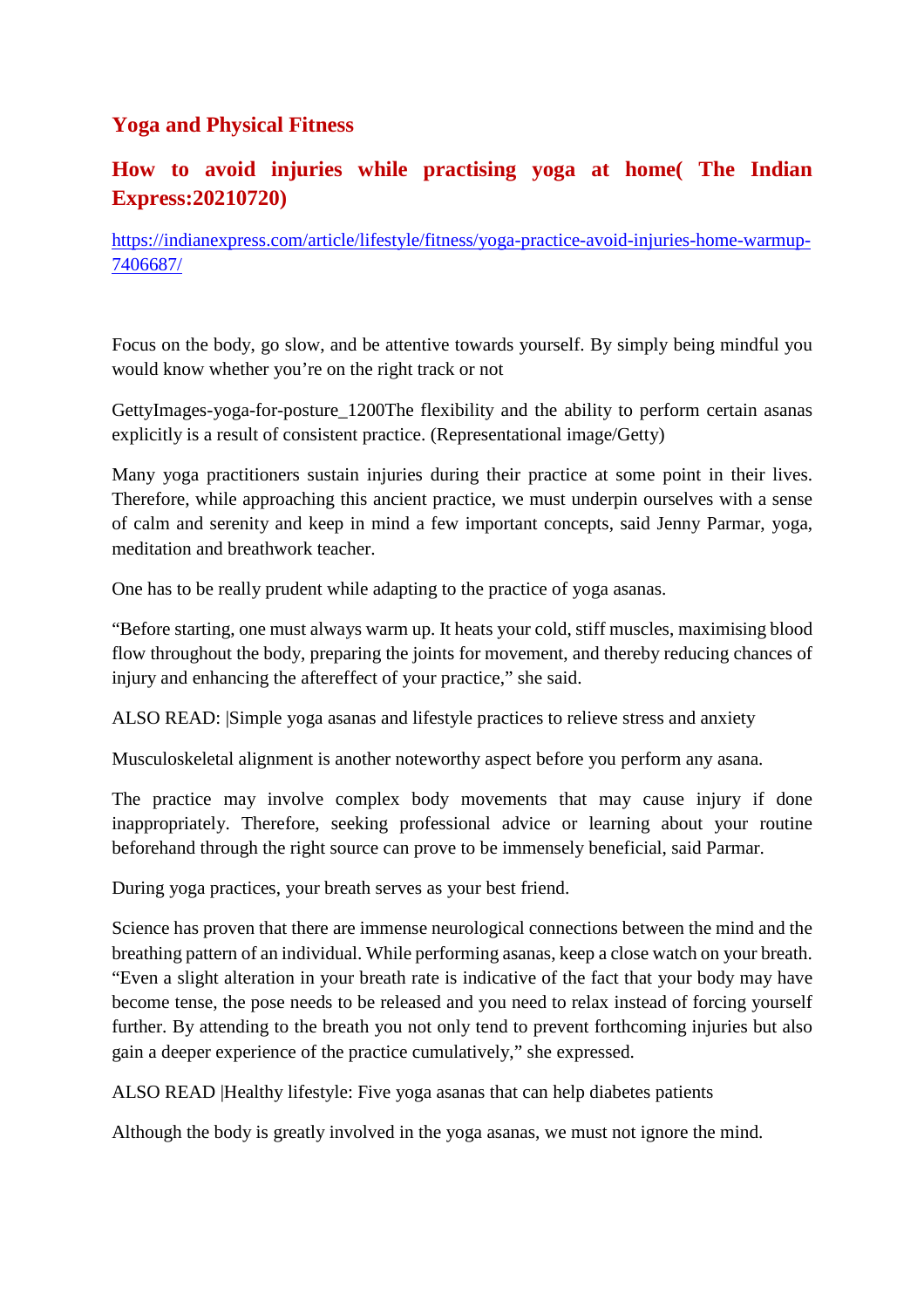## Yoga and Physical Fitness

## How to avoid injuries while practising yoga at home( The Indian Express:20210720)

https://indianexpress.com/article/lifestyle/fitness/yoga-practice-avoid-injuries-home-warmup-7406687/

Focus on the body, go slow, and be attentive towards yourself. By simply being mindful you would know whether you're on the right track or not

GettyImages-yoga-for-posture_1200The flexibility and the ability to perform certain asanas explicitly is a result of consistent practice. (Representational image/Getty)

Many yoga practitioners sustain injuries during their practice at some point in their lives. Therefore, while approaching this ancient practice, we must underpin ourselves with a sense of calm and serenity and keep in mind a few important concepts, said Jenny Parmar, yoga, meditation and breathwork teacher.

One has to be really prudent while adapting to the practice of yoga asanas.

"Before starting, one must always warm up. It heats your cold, stiff muscles, maximising blood flow throughout the body, preparing the joints for movement, and thereby reducing chances of injury and enhancing the aftereffect of your practice," she said.

ALSO READ: |Simple yoga asanas and lifestyle practices to relieve stress and anxiety

Musculoskeletal alignment is another noteworthy aspect before you perform any asana.

The practice may involve complex body movements that may cause injury if done inappropriately. Therefore, seeking professional advice or learning about your routine beforehand through the right source can prove to be immensely beneficial, said Parmar.

During yoga practices, your breath serves as your best friend.

Science has proven that there are immense neurological connections between the mind and the breathing pattern of an individual. While performing asanas, keep a close watch on your breath. "Even a slight alteration in your breath rate is indicative of the fact that your body may have become tense, the pose needs to be released and you need to relax instead of forcing yourself further. By attending to the breath you not only tend to prevent forthcoming injuries but also gain a deeper experience of the practice cumulatively," she expressed.

ALSO READ |Healthy lifestyle: Five yoga asanas that can help diabetes patients

Although the body is greatly involved in the yoga asanas, we must not ignore the mind.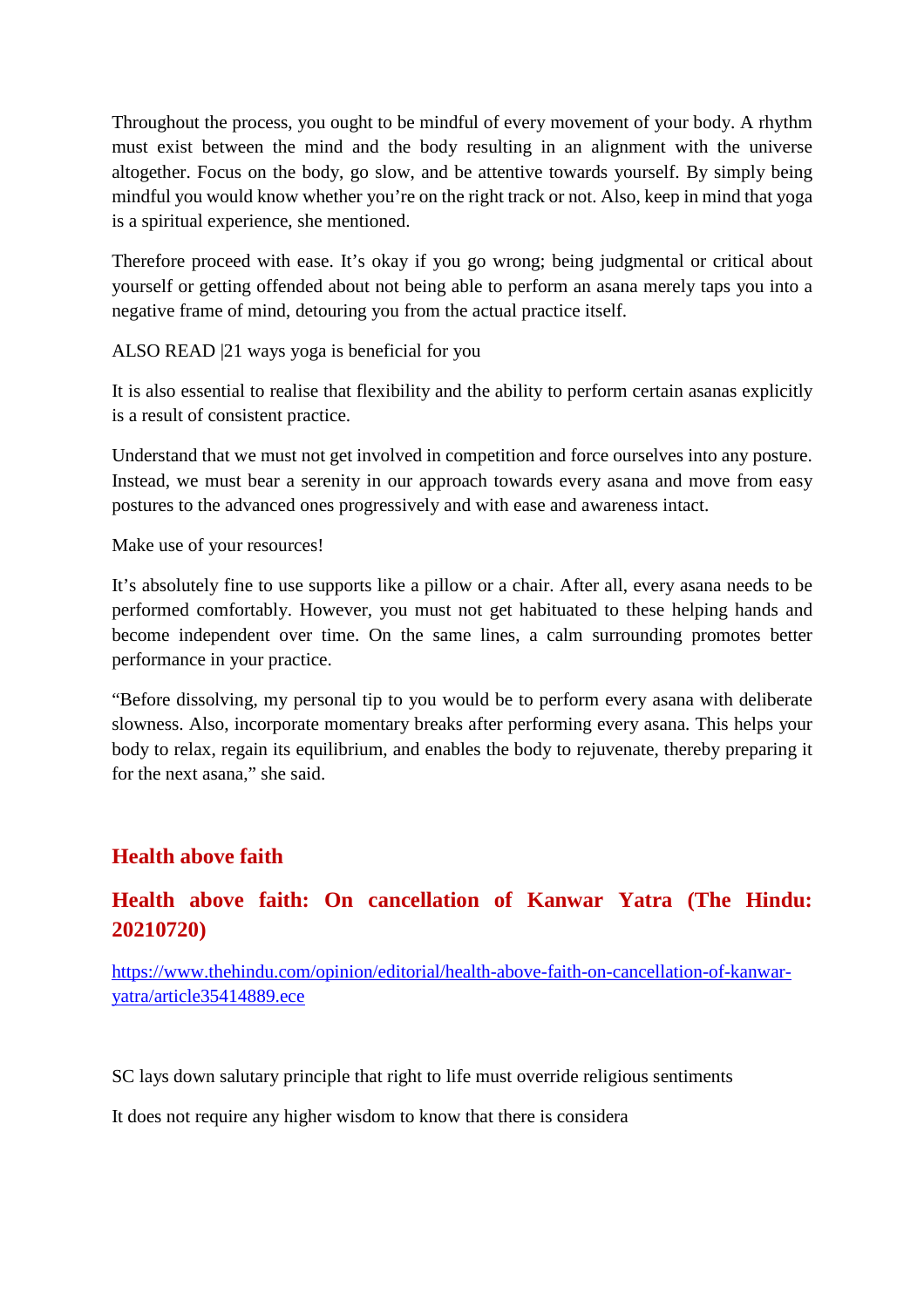Throughout the process, you ought to be mindful of every movement of your body. A rhythm must exist between the mind and the body resulting in an alignment with the universe altogether. Focus on the body, go slow, and be attentive towards yourself. By simply being mindful you would know whether you're on the right track or not. Also, keep in mind that yoga is a spiritual experience, she mentioned.

Therefore proceed with ease. It's okay if you go wrong; being judgmental or critical about yourself or getting offended about not being able to perform an asana merely taps you into a negative frame of mind, detouring you from the actual practice itself.

ALSO READ |21 ways yoga is beneficial for you

It is also essential to realise that flexibility and the ability to perform certain asanas explicitly is a result of consistent practice.

Understand that we must not get involved in competition and force ourselves into any posture. Instead, we must bear a serenity in our approach towards every asana and move from easy postures to the advanced ones progressively and with ease and awareness intact.

Make use of your resources!

It's absolutely fine to use supports like a pillow or a chair. After all, every asana needs to be performed comfortably. However, you must not get habituated to these helping hands and become independent over time. On the same lines, a calm surrounding promotes better performance in your practice.

"Before dissolving, my personal tip to you would be to perform every asana with deliberate slowness. Also, incorporate momentary breaks after performing every asana. This helps your body to relax, regain its equilibrium, and enables the body to rejuvenate, thereby preparing it for the next asana," she said.

## Health above faith

## Health above faith: On cancellation of Kanwar Yatra (The Hindu: 20210720)

https://www.thehindu.com/opinion/editorial/health-above-faith-on-cancellation-of-kanwar-yatra/article35414889.ece

SC lays down salutary principle that right to life must override religious sentiments

It does not require any higher wisdom to know that there is considera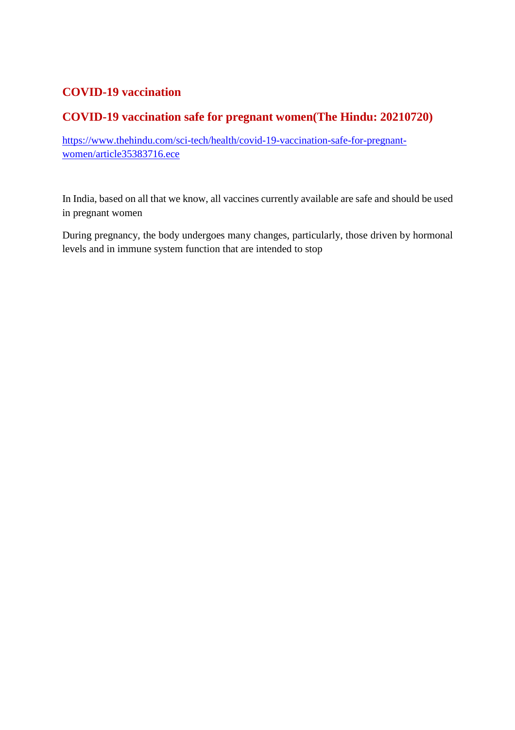## COVID-19 vaccination

## COVID-19 vaccination safe for pregnant women(The Hindu: 20210720)

https://www.thehindu.com/sci-tech/health/covid-19-vaccination-safe-for-pregnant-women/article35383716.ece

In India, based on all that we know, all vaccines currently available are safe and should be used in pregnant women

During pregnancy, the body undergoes many changes, particularly, those driven by hormonal levels and in immune system function that are intended to stop